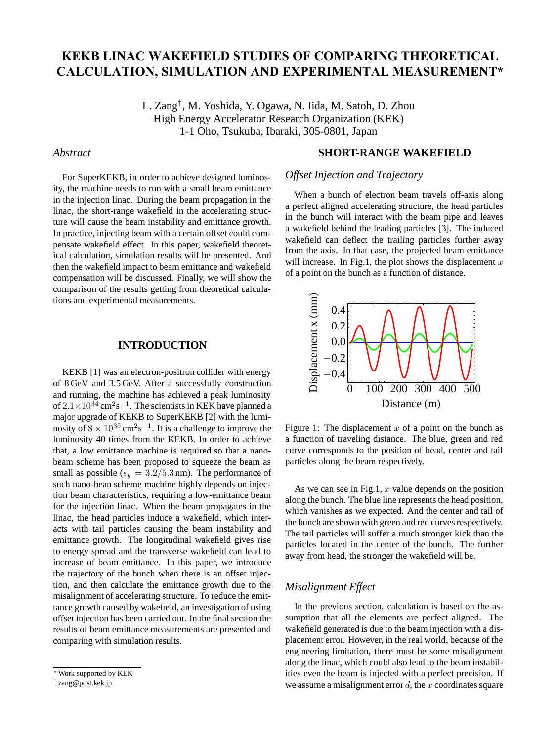# KEKB LINAC WAKEFIELD STUDIES OF COMPARING THEORETICAL CALCULATION, SIMULATION AND EXPERIMENTAL MEASUREMENT*

L. Zang†, M. Yoshida, Y. Ogawa, N. Iida, M. Satoh, D. Zhou
High Energy Accelerator Research Organization (KEK)
1-1 Oho, Tsukuba, Ibaraki, 305-0801, Japan

## *Abstract*

For SuperKEKB, in order to achieve designed luminosity, the machine needs to run with a small beam emittance in the injection linac. During the beam propagation in the linac, the short-range wakefield in the accelerating structure will cause the beam instability and emittance growth. In practice, injecting beam with a certain offset could compensate wakefield effect. In this paper, wakefield theoretical calculation, simulation results will be presented. And then the wakefield impact to beam emittance and wakefield compensation will be discussed. Finally, we will show the comparison of the results getting from theoretical calculations and experimental measurements.

## INTRODUCTION

KEKB [1] was an electron-positron collider with energy of 8 GeV and 3.5 GeV. After a successfully construction and running, the machine has achieved a peak luminosity of $2.1\times10^{34}\,\mathrm{cm^2s^{-1}}$. The scientists in KEK have planned a major upgrade of KEKB to SuperKEKB [2] with the luminosity of $8\times10^{35}\,\mathrm{cm^2s^{-1}}$. It is a challenge to improve the luminosity 40 times from the KEKB. In order to achieve that, a low emittance machine is required so that a nano-beam scheme has been proposed to squeeze the beam as small as possible ($\epsilon_y = 3.2/5.3\,\mathrm{nm}$). The performance of such nano-bean scheme machine highly depends on injection beam characteristics, requiring a low-emittance beam for the injection linac. When the beam propagates in the linac, the head particles induce a wakefield, which interacts with tail particles causing the beam instability and emittance growth. The longitudinal wakefield gives rise to energy spread and the transverse wakefield can lead to increase of beam emittance. In this paper, we introduce the trajectory of the bunch when there is an offset injection, and then calculate the emittance growth due to the misalignment of accelerating structure. To reduce the emittance growth caused by wakefield, an investigation of using offset injection has been carried out. In the final section the results of beam emittance measurements are presented and comparing with simulation results.

## SHORT-RANGE WAKEFIELD

### *Offset Injection and Trajectory*

When a bunch of electron beam travels off-axis along a perfect aligned accelerating structure, the head particles in the bunch will interact with the beam pipe and leaves a wakefield behind the leading particles [3]. The induced wakefield can deflect the trailing particles further away from the axis. In that case, the projected beam emittance will increase. In Fig.1, the plot shows the displacement $x$ of a point on the bunch as a function of distance.

Figure 1: The displacement $x$ of a point on the bunch as a function of traveling distance. The blue, green and red curve corresponds to the position of head, center and tail particles along the beam respectively.

As we can see in Fig.1, $x$ value depends on the position along the bunch. The blue line represents the head position, which vanishes as we expected. And the center and tail of the bunch are shown with green and red curves respectively. The tail particles will suffer a much stronger kick than the particles located in the center of the bunch. The further away from head, the stronger the wakefield will be.

### *Misalignment Effect*

In the previous section, calculation is based on the assumption that all the elements are perfect aligned. The wakefield generated is due to the beam injection with a displacement error. However, in the real world, because of the engineering limitation, there must be some misalignment along the linac, which could also lead to the beam instabilities even the beam is injected with a perfect precision. If we assume a misalignment error $d$, the $x$ coordinates square

* Work supported by KEK
† zang@post.kek.jp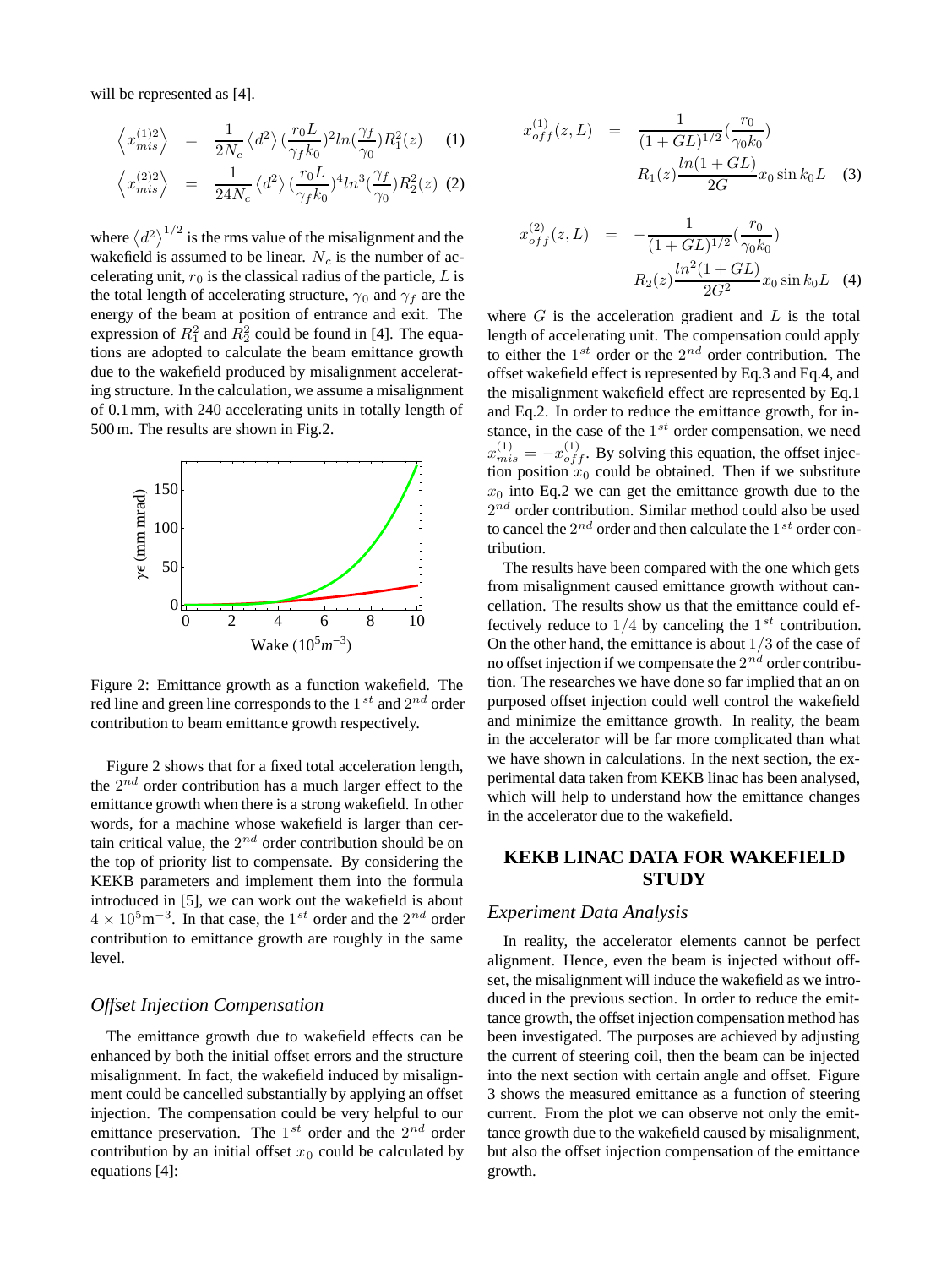will be represented as [4].

$$\left\langle x_{mis}^{(1)2} \right\rangle = \frac{1}{2N_c} \left\langle d^2 \right\rangle \left(\frac{r_0 L}{\gamma_f k_0}\right)^2 ln\left(\frac{\gamma_f}{\gamma_0}\right) R_1^2(z) \quad (1)$$

$$\left\langle x_{mis}^{(2)2} \right\rangle = \frac{1}{24N_c} \left\langle d^2 \right\rangle \left(\frac{r_0 L}{\gamma_f k_0}\right)^4 ln^3\left(\frac{\gamma_f}{\gamma_0}\right) R_2^2(z) \quad (2)$$

where $\left\langle d^2 \right\rangle^{1/2}$ is the rms value of the misalignment and the wakefield is assumed to be linear. $N_c$ is the number of accelerating unit, $r_0$ is the classical radius of the particle, $L$ is the total length of accelerating structure, $\gamma_0$ and $\gamma_f$ are the energy of the beam at position of entrance and exit. The expression of $R_1^2$ and $R_2^2$ could be found in [4]. The equations are adopted to calculate the beam emittance growth due to the wakefield produced by misalignment accelerating structure. In the calculation, we assume a misalignment of 0.1 mm, with 240 accelerating units in totally length of 500 m. The results are shown in Fig.2.

Figure 2: Emittance growth as a function wakefield. The red line and green line corresponds to the $1^{st}$ and $2^{nd}$ order contribution to beam emittance growth respectively.

Figure 2 shows that for a fixed total acceleration length, the $2^{nd}$ order contribution has a much larger effect to the emittance growth when there is a strong wakefield. In other words, for a machine whose wakefield is larger than certain critical value, the $2^{nd}$ order contribution should be on the top of priority list to compensate. By considering the KEKB parameters and implement them into the formula introduced in [5], we can work out the wakefield is about $4 \times 10^5 \mathrm{m}^{-3}$. In that case, the $1^{st}$ order and the $2^{nd}$ order contribution to emittance growth are roughly in the same level.

### *Offset Injection Compensation*

The emittance growth due to wakefield effects can be enhanced by both the initial offset errors and the structure misalignment. In fact, the wakefield induced by misalignment could be cancelled substantially by applying an offset injection. The compensation could be very helpful to our emittance preservation. The $1^{st}$ order and the $2^{nd}$ order contribution by an initial offset $x_0$ could be calculated by equations [4]:

$$x_{off}^{(1)}(z,L) = \frac{1}{(1+GL)^{1/2}}\left(\frac{r_0}{\gamma_0 k_0}\right) R_1(z)\frac{ln(1+GL)}{2G} x_0 \sin k_0 L \quad (3)$$

$$x_{off}^{(2)}(z,L) = -\frac{1}{(1+GL)^{1/2}}\left(\frac{r_0}{\gamma_0 k_0}\right) R_2(z)\frac{ln^2(1+GL)}{2G^2} x_0 \sin k_0 L \quad (4)$$

where $G$ is the acceleration gradient and $L$ is the total length of accelerating unit. The compensation could apply to either the $1^{st}$ order or the $2^{nd}$ order contribution. The offset wakefield effect is represented by Eq.3 and Eq.4, and the misalignment wakefield effect are represented by Eq.1 and Eq.2. In order to reduce the emittance growth, for instance, in the case of the $1^{st}$ order compensation, we need $x_{mis}^{(1)} = -x_{off}^{(1)}$. By solving this equation, the offset injection position $x_0$ could be obtained. Then if we substitute $x_0$ into Eq.2 we can get the emittance growth due to the $2^{nd}$ order contribution. Similar method could also be used to cancel the $2^{nd}$ order and then calculate the $1^{st}$ order contribution.

The results have been compared with the one which gets from misalignment caused emittance growth without cancellation. The results show us that the emittance could effectively reduce to $1/4$ by canceling the $1^{st}$ contribution. On the other hand, the emittance is about $1/3$ of the case of no offset injection if we compensate the $2^{nd}$ order contribution. The researches we have done so far implied that an on purposed offset injection could well control the wakefield and minimize the emittance growth. In reality, the beam in the accelerator will be far more complicated than what we have shown in calculations. In the next section, the experimental data taken from KEKB linac has been analysed, which will help to understand how the emittance changes in the accelerator due to the wakefield.

## KEKB LINAC DATA FOR WAKEFIELD STUDY

### *Experiment Data Analysis*

In reality, the accelerator elements cannot be perfect alignment. Hence, even the beam is injected without offset, the misalignment will induce the wakefield as we introduced in the previous section. In order to reduce the emittance growth, the offset injection compensation method has been investigated. The purposes are achieved by adjusting the current of steering coil, then the beam can be injected into the next section with certain angle and offset. Figure 3 shows the measured emittance as a function of steering current. From the plot we can observe not only the emittance growth due to the wakefield caused by misalignment, but also the offset injection compensation of the emittance growth.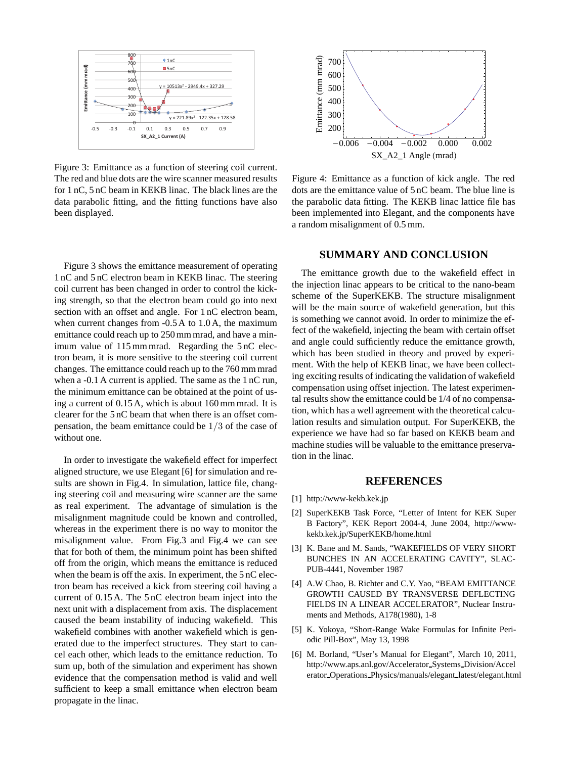800
700
600
500
400
300
200
100
0
Emittance (mm mrad)
-0.5 -0.3 -0.1 0.1 0.3 0.5 0.7 0.9
SX_A2_1 Current (A)
1nC
5nC
y = 10513x² - 2949.4x + 327.29
y = 221.89x² - 122.35x + 128.58

Figure 3: Emittance as a function of steering coil current. The red and blue dots are the wire scanner measured results for 1 nC, 5 nC beam in KEKB linac. The black lines are the data parabolic fitting, and the fitting functions have also been displayed.

Emittance (mm mrad)
700
600
500
400
300
200
−0.006 −0.004 −0.002 0.000 0.002
SX_A2_1 Angle (mrad)

Figure 4: Emittance as a function of kick angle. The red dots are the emittance value of 5 nC beam. The blue line is the parabolic data fitting. The KEKB linac lattice file has been implemented into Elegant, and the components have a random misalignment of 0.5 mm.

Figure 3 shows the emittance measurement of operating 1 nC and 5 nC electron beam in KEKB linac. The steering coil current has been changed in order to control the kicking strength, so that the electron beam could go into next section with an offset and angle. For 1 nC electron beam, when current changes from -0.5 A to 1.0 A, the maximum emittance could reach up to 250 mm mrad, and have a minimum value of 115 mm mrad. Regarding the 5 nC electron beam, it is more sensitive to the steering coil current changes. The emittance could reach up to the 760 mm mrad when a -0.1 A current is applied. The same as the 1 nC run, the minimum emittance can be obtained at the point of using a current of 0.15 A, which is about 160 mm mrad. It is clearer for the 5 nC beam that when there is an offset compensation, the beam emittance could be $1/3$ of the case of without one.

In order to investigate the wakefield effect for imperfect aligned structure, we use Elegant [6] for simulation and results are shown in Fig.4. In simulation, lattice file, changing steering coil and measuring wire scanner are the same as real experiment. The advantage of simulation is the misalignment magnitude could be known and controlled, whereas in the experiment there is no way to monitor the misalignment value. From Fig.3 and Fig.4 we can see that for both of them, the minimum point has been shifted off from the origin, which means the emittance is reduced when the beam is off the axis. In experiment, the 5 nC electron beam has received a kick from steering coil having a current of 0.15 A. The 5 nC electron beam inject into the next unit with a displacement from axis. The displacement caused the beam instability of inducing wakefield. This wakefield combines with another wakefield which is generated due to the imperfect structures. They start to cancel each other, which leads to the emittance reduction. To sum up, both of the simulation and experiment has shown evidence that the compensation method is valid and well sufficient to keep a small emittance when electron beam propagate in the linac.

## SUMMARY AND CONCLUSION

The emittance growth due to the wakefield effect in the injection linac appears to be critical to the nano-beam scheme of the SuperKEKB. The structure misalignment will be the main source of wakefield generation, but this is something we cannot avoid. In order to minimize the effect of the wakefield, injecting the beam with certain offset and angle could sufficiently reduce the emittance growth, which has been studied in theory and proved by experiment. With the help of KEKB linac, we have been collecting exciting results of indicating the validation of wakefield compensation using offset injection. The latest experimental results show the emittance could be 1/4 of no compensation, which has a well agreement with the theoretical calculation results and simulation output. For SuperKEKB, the experience we have had so far based on KEKB beam and machine studies will be valuable to the emittance preservation in the linac.

## REFERENCES

[1] http://www-kekb.kek.jp

[2] SuperKEKB Task Force, "Letter of Intent for KEK Super B Factory", KEK Report 2004-4, June 2004, http://www-kekb.kek.jp/SuperKEKB/home.html

[3] K. Bane and M. Sands, "WAKEFIELDS OF VERY SHORT BUNCHES IN AN ACCELERATING CAVITY", SLAC-PUB-4441, November 1987

[4] A.W Chao, B. Richter and C.Y. Yao, "BEAM EMITTANCE GROWTH CAUSED BY TRANSVERSE DEFLECTING FIELDS IN A LINEAR ACCELERATOR", Nuclear Instruments and Methods, A178(1980), 1-8

[5] K. Yokoya, "Short-Range Wake Formulas for Infinite Periodic Pill-Box", May 13, 1998

[6] M. Borland, "User's Manual for Elegant", March 10, 2011, http://www.aps.anl.gov/Accelerator_Systems_Division/Accelerator_Operations_Physics/manuals/elegant_latest/elegant.html